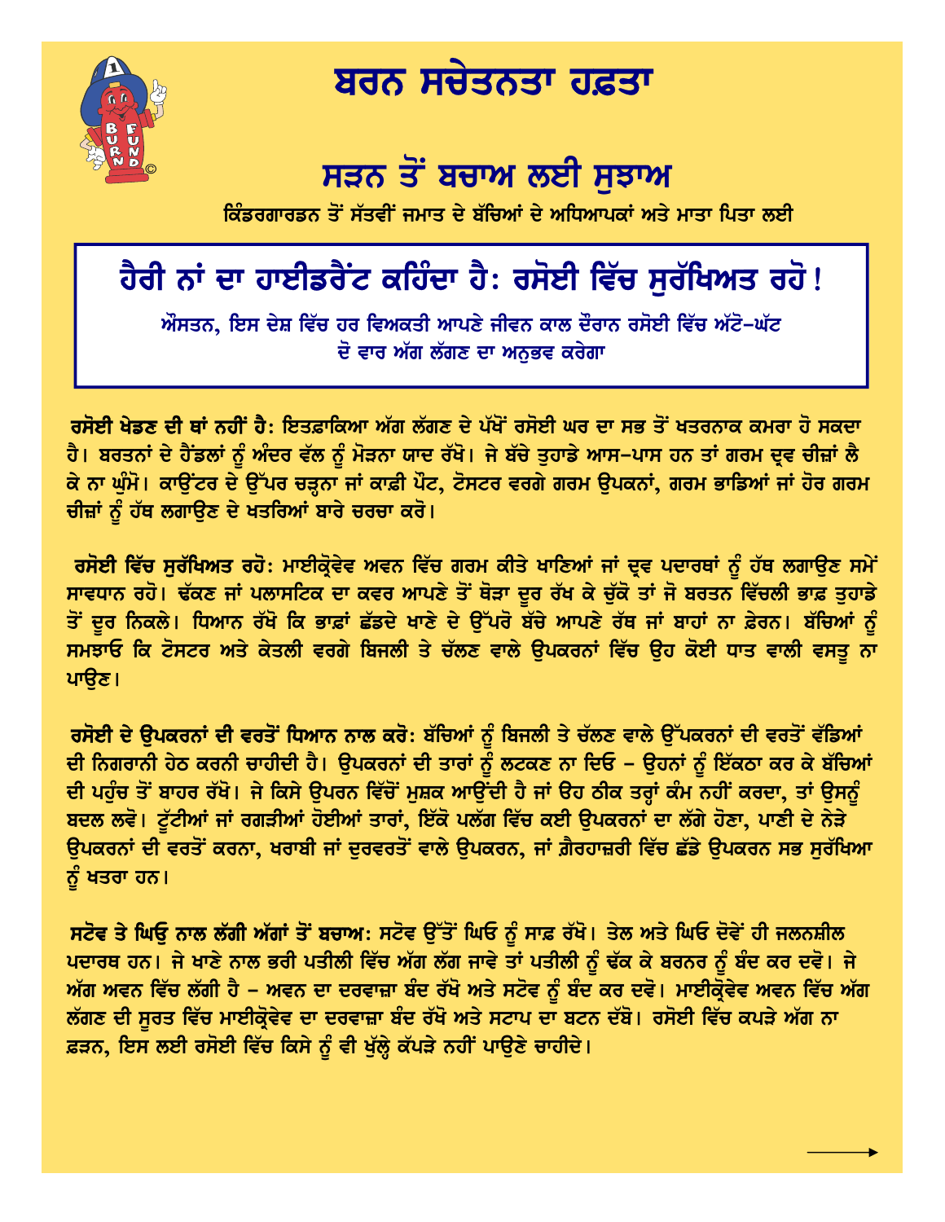# ਬਰਨ ਸਚੇਤਨਤਾ ਹਫ਼ਤਾ

## ਸੜਨ ਤੋਂ ਬਚਾਅ ਲਈ ਸੁਝਾਅ

**ਕਿੰਡਰਗਾਰਡਨ ਤੋਂ ਸੱਤਵੀਂ ਜਮਾਤ ਦੇ ਬੱਚਿਆਂ ਦੇ ਅਧਿਆਪਕਾਂ ਅਤੇ ਮਾਤਾ ਪਿਤਾ ਲਈ**

## ਹੈਰੀ ਨਾਂ ਦਾ ਹਾਈਡਰੈਂਟ ਕਹਿੰਦਾ ਹੈ: ਰਸੋਈ ਵਿੱਚ ਸੁਰੱਖਿਅਤ ਰਹੋ!

**ਔਸਤਨ, ਇਸ ਦੇਸ਼ ਵਿੱਚ ਹਰ ਵਿਅਕਤੀ ਆਪਣੇ ਜੀਵਨ ਕਾਲ ਦੌਰਾਨ ਰਸੋਈ ਵਿੱਚ ਅੱਟੋ-ਘੱਟ ਦੋ ਵਾਰ ਅੱਗ ਲੱਗਣ ਦਾ ਅਨੁਭਵ ਕਰੇਗਾ**

**ਰਸੋਈ ਖੇਡਣ ਦੀ ਥਾਂ ਨਹੀਂ ਹੈ:** ਇਤਫ਼ਾਕਿਆ ਅੱਗ ਲੱਗਣ ਦੇ ਪੱਖੋਂ ਰਸੋਈ ਘਰ ਦਾ ਸਭ ਤੋਂ ਖਤਰਨਾਕ ਕਮਰਾ ਹੋ ਸਕਦਾ ਹੈ। ਬਰਤਨਾਂ ਦੇ ਹੈਂਡਲਾਂ ਨੂੰ ਅੰਦਰ ਵੱਲ ਨੂੰ ਮੋੜਨਾ ਯਾਦ ਰੱਖੋ। ਜੇ ਬੱਚੇ ਤੁਹਾਡੇ ਆਸ-ਪਾਸ ਹਨ ਤਾਂ ਗਰਮ ਦ੍ਰਵ ਚੀਜ਼ਾਂ ਲੈ ਕੇ ਨਾ ਘੁੰਮੋ। ਕਾਊਂਟਰ ਦੇ ਉੱਪਰ ਚੜ੍ਹਨਾ ਜਾਂ ਕਾਫ਼ੀ ਪੌਟ, ਟੋਸਟਰ ਵਰਗੇ ਗਰਮ ਉਪਕਨਾਂ, ਗਰਮ ਭਾਡਿਆਂ ਜਾਂ ਹੋਰ ਗਰਮ ਚੀਜ਼ਾਂ ਨੂੰ ਹੱਥ ਲਗਾਉਣ ਦੇ ਖਤਰਿਆਂ ਬਾਰੇ ਚਰਚਾ ਕਰੋ।

**ਰਸੋਈ ਵਿੱਚ ਸੁਰੱਖਿਅਤ ਰਹੋ:** ਮਾਈਕ੍ਰੋਵੇਵ ਅਵਨ ਵਿੱਚ ਗਰਮ ਕੀਤੇ ਖਾਣਿਆਂ ਜਾਂ ਦ੍ਰਵ ਪਦਾਰਥਾਂ ਨੂੰ ਹੱਥ ਲਗਾਉਣ ਸਮੇਂ ਸਾਵਧਾਨ ਰਹੋ। ਢੱਕਣ ਜਾਂ ਪਲਾਸਟਿਕ ਦਾ ਕਵਰ ਆਪਣੇ ਤੋਂ ਥੋੜਾ ਦੂਰ ਰੱਖ ਕੇ ਚੁੱਕੋ ਤਾਂ ਜੋ ਬਰਤਨ ਵਿੱਚਲੀ ਭਾਫ਼ ਤੁਹਾਡੇ ਤੋਂ ਦੂਰ ਨਿਕਲੇ। ਧਿਆਨ ਰੱਖੋ ਕਿ ਭਾਫ਼ਾਂ ਛੱਡਦੇ ਖਾਣੇ ਦੇ ਉੱਪਰੋ ਬੱਚੇ ਆਪਣੇ ਰੱਥ ਜਾਂ ਬਾਹਾਂ ਨਾ ਫ਼ੇਰਨ। ਬੱਚਿਆਂ ਨੂੰ ਸਮਝਾਓ ਕਿ ਟੋਸਟਰ ਅਤੇ ਕੇਤਲੀ ਵਰਗੇ ਬਿਜਲੀ ਤੇ ਚੱਲਣ ਵਾਲੇ ਉਪਕਰਨਾਂ ਵਿੱਚ ਉਹ ਕੋਈ ਧਾਤ ਵਾਲੀ ਵਸਤੂ ਨਾ ਪਾਉਣ।

**ਰਸੋਈ ਦੇ ਉਪਕਰਨਾਂ ਦੀ ਵਰਤੋਂ ਧਿਆਨ ਨਾਲ ਕਰੋ:** ਬੱਚਿਆਂ ਨੂੰ ਬਿਜਲੀ ਤੇ ਚੱਲਣ ਵਾਲੇ ਉੱਪਕਰਨਾਂ ਦੀ ਵਰਤੋਂ ਵੱਡਿਆਂ ਦੀ ਨਿਗਰਾਨੀ ਹੇਠ ਕਰਨੀ ਚਾਹੀਦੀ ਹੈ। ਉਪਕਰਨਾਂ ਦੀ ਤਾਰਾਂ ਨੂੰ ਲਟਕਣ ਨਾ ਦਿਓ - ਉਹਨਾਂ ਨੂੰ ਇੱਕਠਾ ਕਰ ਕੇ ਬੱਚਿਆਂ ਦੀ ਪਹੁੰਚ ਤੋਂ ਬਾਹਰ ਰੱਖੋ। ਜੇ ਕਿਸੇ ਉਪਰਨ ਵਿੱਚੋਂ ਮੁਸ਼ਕ ਆਉਂਦੀ ਹੈ ਜਾਂ ਓਹ ਠੀਕ ਤਰ੍ਹਾਂ ਕੰਮ ਨਹੀਂ ਕਰਦਾ, ਤਾਂ ਉਸਨੂੰ ਬਦਲ ਲਵੋ। ਟੁੱਟੀਆਂ ਜਾਂ ਰਗੜੀਆਂ ਹੋਈਆਂ ਤਾਰਾਂ, ਇੱਕੋ ਪਲੱਗ ਵਿੱਚ ਕਈ ਉਪਕਰਨਾਂ ਦਾ ਲੱਗੇ ਹੋਣਾ, ਪਾਣੀ ਦੇ ਨੇੜੇ ਉਪਕਰਨਾਂ ਦੀ ਵਰਤੋਂ ਕਰਨਾ, ਖਰਾਬੀ ਜਾਂ ਦੁਰਵਰਤੋਂ ਵਾਲੇ ਉਪਕਰਨ, ਜਾਂ ਗ਼ੈਰਹਾਜ਼ਰੀ ਵਿੱਚ ਛੱਡੇ ਉਪਕਰਨ ਸਭ ਸੁਰੱਖਿਆ ਨੂੰ ਖਤਰਾ ਹਨ।

**ਸਟੋਵ ਤੇ ਘਿਉ ਨਾਲ ਲੱਗੀ ਅੱਗਾਂ ਤੋਂ ਬਚਾਅ:** ਸਟੋਵ ਉੱਤੋਂ ਘਿਓ ਨੂੰ ਸਾਫ਼ ਰੱਖੋ। ਤੇਲ ਅਤੇ ਘਿਓ ਦੋਵੇਂ ਹੀ ਜਲਨਸ਼ੀਲ ਪਦਾਰਥ ਹਨ। ਜੇ ਖਾਣੇ ਨਾਲ ਭਰੀ ਪਤੀਲੀ ਵਿੱਚ ਅੱਗ ਲੱਗ ਜਾਵੇ ਤਾਂ ਪਤੀਲੀ ਨੂੰ ਢੱਕ ਕੇ ਬਰਨਰ ਨੂੰ ਬੰਦ ਕਰ ਦਵੋ। ਜੇ ਅੱਗ ਅਵਨ ਵਿੱਚ ਲੱਗੀ ਹੈ - ਅਵਨ ਦਾ ਦਰਵਾਜ਼ਾ ਬੰਦ ਰੱਖੋ ਅਤੇ ਸਟੋਵ ਨੂੰ ਬੰਦ ਕਰ ਦਵੋ। ਮਾਈਕ੍ਰੋਵੇਵ ਅਵਨ ਵਿੱਚ ਅੱਗ ਲੱਗਣ ਦੀ ਸੂਰਤ ਵਿੱਚ ਮਾਈਕ੍ਰੋਵੇਵ ਦਾ ਦਰਵਾਜ਼ਾ ਬੰਦ ਰੱਖੋ ਅਤੇ ਸਟਾਪ ਦਾ ਬਟਨ ਦੱਬੋ। ਰਸੋਈ ਵਿੱਚ ਕਪੜੇ ਅੱਗ ਨਾ ਫ਼ੜਨ, ਇਸ ਲਈ ਰਸੋਈ ਵਿੱਚ ਕਿਸੇ ਨੂੰ ਵੀ ਖੁੱਲ੍ਹੇ ਕੱਪੜੇ ਨਹੀਂ ਪਾਉਣੇ ਚਾਹੀਦੇ।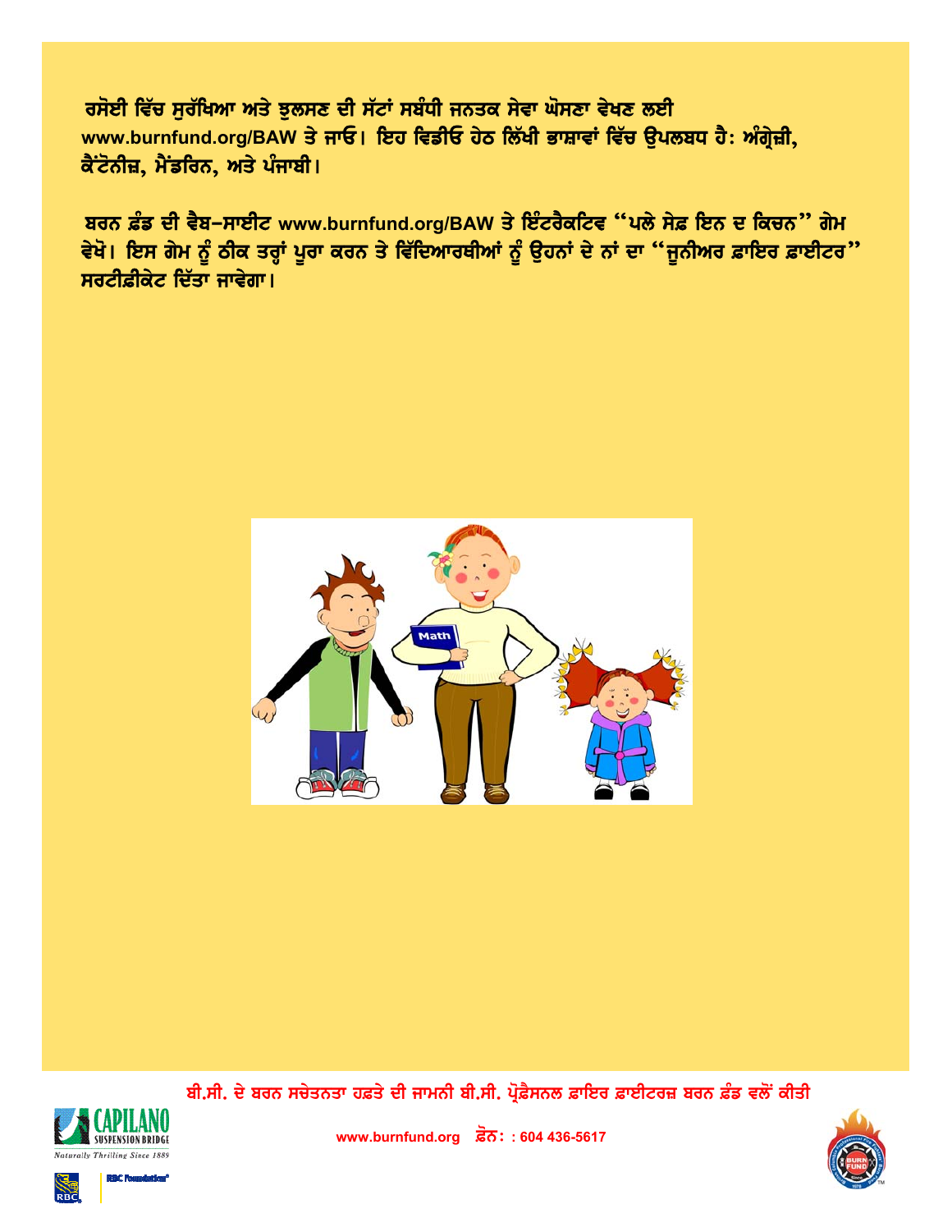**ਰਸੋਈ ਵਿੱਚ ਸੁਰੱਖਿਆ ਅਤੇ ਝੁਲਸਣ ਦੀ ਸੱਟਾਂ ਸਬੰਧੀ ਜਨਤਕ ਸੇਵਾ ਘੋਸਣਾ ਵੇਖਣ ਲਈ www.burnfund.org/BAW ਤੇ ਜਾਓ। ਇਹ ਵਿਡੀਓ ਹੇਠ ਲਿੱਖੀ ਭਾਸ਼ਾਵਾਂ ਵਿੱਚ ਉਪਲਬਧ ਹੈ: ਅੰਗ੍ਰੇਜ਼ੀ, ਕੈਂਟੋਨੀਜ਼, ਮੈਂਡਰਿਨ, ਅਤੇ ਪੰਜਾਬੀ।**

**ਬਰਨ ਫ਼ੰਡ ਦੀ ਵੈਬ-ਸਾਈਟ www.burnfund.org/BAW ਤੇ ਇੰਟਰੈਕਟਿਵ "ਪਲੇ ਸੇਫ਼ ਇਨ ਦ ਕਿਚਨ" ਗੇਮ ਵੇਖੋ। ਇਸ ਗੇਮ ਨੂੰ ਠੀਕ ਤਰ੍ਹਾਂ ਪੂਰਾ ਕਰਨ ਤੇ ਵਿੱਦਿਆਰਥੀਆਂ ਨੂੰ ਉਹਨਾਂ ਦੇ ਨਾਂ ਦਾ "ਜੂਨੀਅਰ ਫ਼ਾਇਰ ਫ਼ਾਈਟਰ" ਸਰਟੀਫ਼ੀਕੇਟ ਦਿੱਤਾ ਜਾਵੇਗਾ।**

**ਬੀ.ਸੀ. ਦੇ ਬਰਨ ਸਚੇਤਨਤਾ ਹਫ਼ਤੇ ਦੀ ਜਾਮਨੀ ਬੀ.ਸੀ. ਪ੍ਰੋਫ਼ੈਸਨਲ ਫ਼ਾਇਰ ਫ਼ਾਈਟਰਜ਼ ਬਰਨ ਫ਼ੰਡ ਵਲੋਂ ਕੀਤੀ**

**www.burnfund.org ਫ਼ੋਨ: : 604 436-5617**